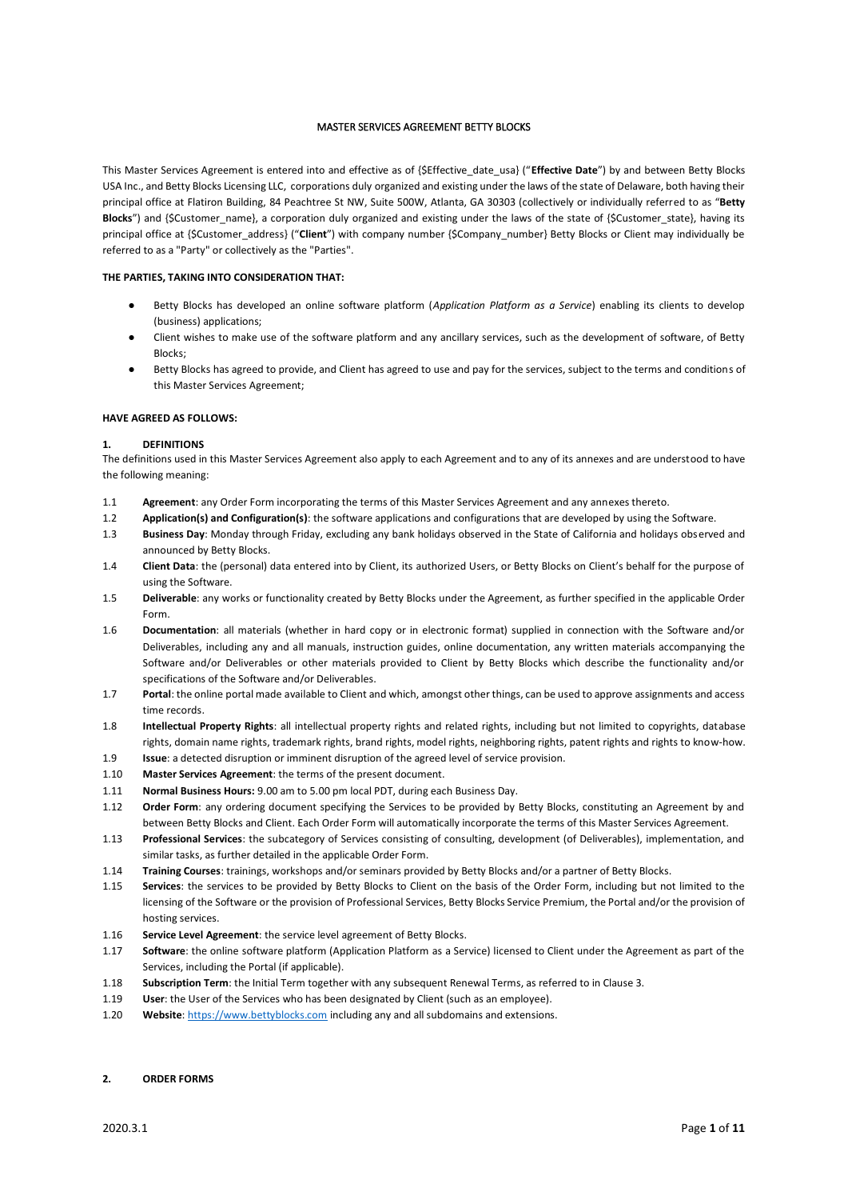# MASTER SERVICES AGREEMENT BETTY BLOCKS

This Master Services Agreement is entered into and effective as of {$Effective_date_usa} ("**Effective Date**") by and between Betty Blocks USA Inc., and Betty Blocks Licensing LLC, corporations duly organized and existing under the laws of the state of Delaware, both having their principal office at Flatiron Building, 84 Peachtree St NW, Suite 500W, Atlanta, GA 30303 (collectively or individually referred to as "**Betty Blocks**") and {$Customer_name}, a corporation duly organized and existing under the laws of the state of {$Customer_state}, having its principal office at {$Customer_address} ("**Client**") with company number {$Company_number} Betty Blocks or Client may individually be referred to as a "Party" or collectively as the "Parties".

**THE PARTIES, TAKING INTO CONSIDERATION THAT:**

- Betty Blocks has developed an online software platform (*Application Platform as a Service*) enabling its clients to develop (business) applications;
- Client wishes to make use of the software platform and any ancillary services, such as the development of software, of Betty Blocks;
- Betty Blocks has agreed to provide, and Client has agreed to use and pay for the services, subject to the terms and conditions of this Master Services Agreement;

**HAVE AGREED AS FOLLOWS:**

## 1. DEFINITIONS

The definitions used in this Master Services Agreement also apply to each Agreement and to any of its annexes and are understood to have the following meaning:

1.1 **Agreement**: any Order Form incorporating the terms of this Master Services Agreement and any annexes thereto.

1.2 **Application(s) and Configuration(s)**: the software applications and configurations that are developed by using the Software.

1.3 **Business Day**: Monday through Friday, excluding any bank holidays observed in the State of California and holidays observed and announced by Betty Blocks.

1.4 **Client Data**: the (personal) data entered into by Client, its authorized Users, or Betty Blocks on Client's behalf for the purpose of using the Software.

1.5 **Deliverable**: any works or functionality created by Betty Blocks under the Agreement, as further specified in the applicable Order Form.

1.6 **Documentation**: all materials (whether in hard copy or in electronic format) supplied in connection with the Software and/or Deliverables, including any and all manuals, instruction guides, online documentation, any written materials accompanying the Software and/or Deliverables or other materials provided to Client by Betty Blocks which describe the functionality and/or specifications of the Software and/or Deliverables.

1.7 **Portal**: the online portal made available to Client and which, amongst other things, can be used to approve assignments and access time records.

1.8 **Intellectual Property Rights**: all intellectual property rights and related rights, including but not limited to copyrights, database rights, domain name rights, trademark rights, brand rights, model rights, neighboring rights, patent rights and rights to know-how.

1.9 **Issue**: a detected disruption or imminent disruption of the agreed level of service provision.

1.10 **Master Services Agreement**: the terms of the present document.

1.11 **Normal Business Hours:** 9.00 am to 5.00 pm local PDT, during each Business Day.

1.12 **Order Form**: any ordering document specifying the Services to be provided by Betty Blocks, constituting an Agreement by and between Betty Blocks and Client. Each Order Form will automatically incorporate the terms of this Master Services Agreement.

1.13 **Professional Services**: the subcategory of Services consisting of consulting, development (of Deliverables), implementation, and similar tasks, as further detailed in the applicable Order Form.

1.14 **Training Courses**: trainings, workshops and/or seminars provided by Betty Blocks and/or a partner of Betty Blocks.

1.15 **Services**: the services to be provided by Betty Blocks to Client on the basis of the Order Form, including but not limited to the licensing of the Software or the provision of Professional Services, Betty Blocks Service Premium, the Portal and/or the provision of hosting services.

1.16 **Service Level Agreement**: the service level agreement of Betty Blocks.

1.17 **Software**: the online software platform (Application Platform as a Service) licensed to Client under the Agreement as part of the Services, including the Portal (if applicable).

1.18 **Subscription Term**: the Initial Term together with any subsequent Renewal Terms, as referred to in Clause 3.

1.19 **User**: the User of the Services who has been designated by Client (such as an employee).

1.20 **Website**: https://www.bettyblocks.com including any and all subdomains and extensions.

## 2. ORDER FORMS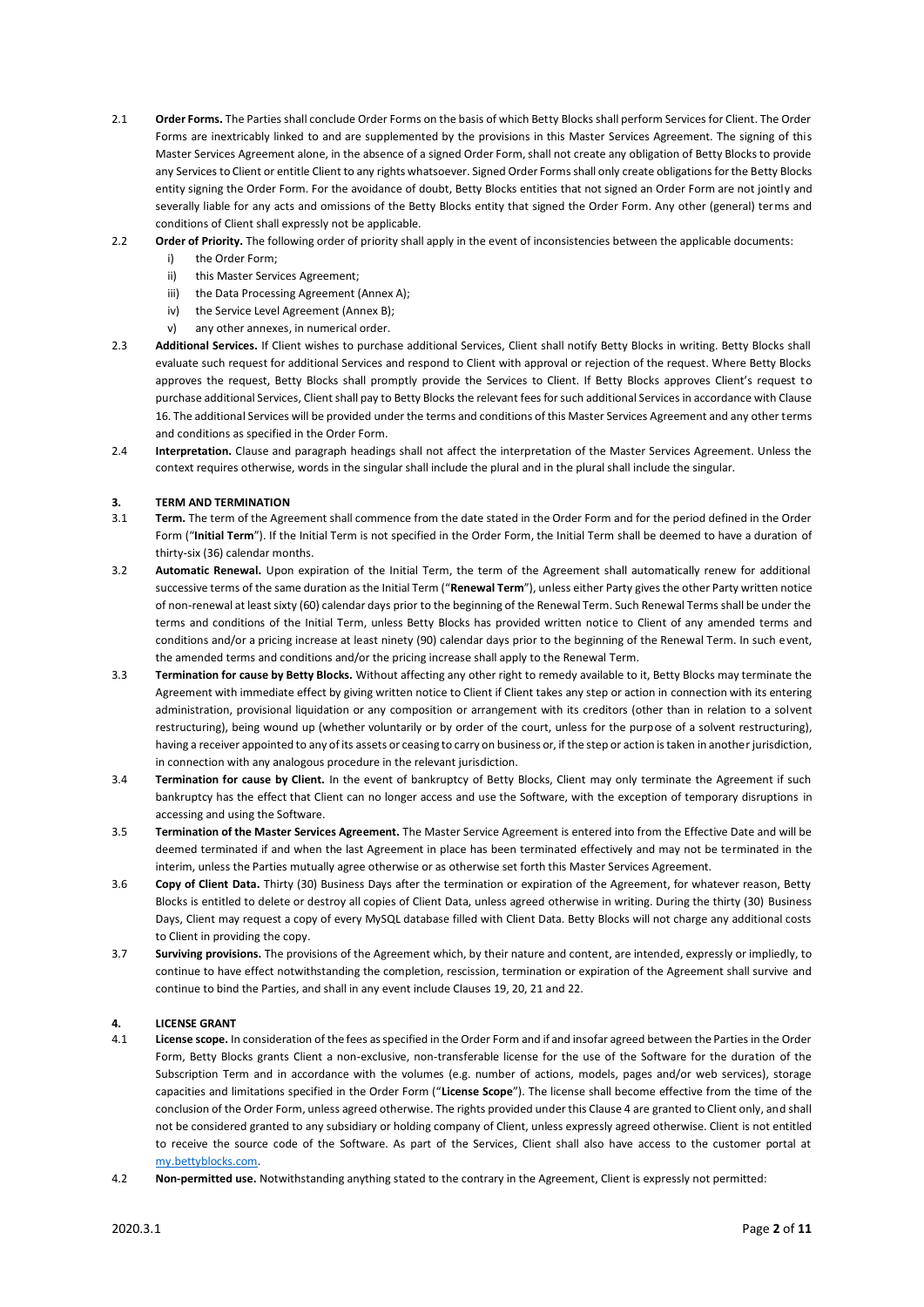2.1 **Order Forms.** The Parties shall conclude Order Forms on the basis of which Betty Blocks shall perform Services for Client. The Order Forms are inextricably linked to and are supplemented by the provisions in this Master Services Agreement. The signing of this Master Services Agreement alone, in the absence of a signed Order Form, shall not create any obligation of Betty Blocks to provide any Services to Client or entitle Client to any rights whatsoever. Signed Order Forms shall only create obligations for the Betty Blocks entity signing the Order Form. For the avoidance of doubt, Betty Blocks entities that not signed an Order Form are not jointly and severally liable for any acts and omissions of the Betty Blocks entity that signed the Order Form. Any other (general) terms and conditions of Client shall expressly not be applicable.

2.2 **Order of Priority.** The following order of priority shall apply in the event of inconsistencies between the applicable documents:

i) the Order Form;
ii) this Master Services Agreement;
iii) the Data Processing Agreement (Annex A);
iv) the Service Level Agreement (Annex B);
v) any other annexes, in numerical order.

2.3 **Additional Services.** If Client wishes to purchase additional Services, Client shall notify Betty Blocks in writing. Betty Blocks shall evaluate such request for additional Services and respond to Client with approval or rejection of the request. Where Betty Blocks approves the request, Betty Blocks shall promptly provide the Services to Client. If Betty Blocks approves Client's request to purchase additional Services, Client shall pay to Betty Blocks the relevant fees for such additional Services in accordance with Clause 16. The additional Services will be provided under the terms and conditions of this Master Services Agreement and any other terms and conditions as specified in the Order Form.

2.4 **Interpretation.** Clause and paragraph headings shall not affect the interpretation of the Master Services Agreement. Unless the context requires otherwise, words in the singular shall include the plural and in the plural shall include the singular.

## 3. TERM AND TERMINATION

3.1 **Term.** The term of the Agreement shall commence from the date stated in the Order Form and for the period defined in the Order Form ("**Initial Term**"). If the Initial Term is not specified in the Order Form, the Initial Term shall be deemed to have a duration of thirty-six (36) calendar months.

3.2 **Automatic Renewal.** Upon expiration of the Initial Term, the term of the Agreement shall automatically renew for additional successive terms of the same duration as the Initial Term ("**Renewal Term**"), unless either Party gives the other Party written notice of non-renewal at least sixty (60) calendar days prior to the beginning of the Renewal Term. Such Renewal Terms shall be under the terms and conditions of the Initial Term, unless Betty Blocks has provided written notice to Client of any amended terms and conditions and/or a pricing increase at least ninety (90) calendar days prior to the beginning of the Renewal Term. In such event, the amended terms and conditions and/or the pricing increase shall apply to the Renewal Term.

3.3 **Termination for cause by Betty Blocks.** Without affecting any other right to remedy available to it, Betty Blocks may terminate the Agreement with immediate effect by giving written notice to Client if Client takes any step or action in connection with its entering administration, provisional liquidation or any composition or arrangement with its creditors (other than in relation to a solvent restructuring), being wound up (whether voluntarily or by order of the court, unless for the purpose of a solvent restructuring), having a receiver appointed to any of its assets or ceasing to carry on business or, if the step or action is taken in another jurisdiction, in connection with any analogous procedure in the relevant jurisdiction.

3.4 **Termination for cause by Client.** In the event of bankruptcy of Betty Blocks, Client may only terminate the Agreement if such bankruptcy has the effect that Client can no longer access and use the Software, with the exception of temporary disruptions in accessing and using the Software.

3.5 **Termination of the Master Services Agreement.** The Master Service Agreement is entered into from the Effective Date and will be deemed terminated if and when the last Agreement in place has been terminated effectively and may not be terminated in the interim, unless the Parties mutually agree otherwise or as otherwise set forth this Master Services Agreement.

3.6 **Copy of Client Data.** Thirty (30) Business Days after the termination or expiration of the Agreement, for whatever reason, Betty Blocks is entitled to delete or destroy all copies of Client Data, unless agreed otherwise in writing. During the thirty (30) Business Days, Client may request a copy of every MySQL database filled with Client Data. Betty Blocks will not charge any additional costs to Client in providing the copy.

3.7 **Surviving provisions.** The provisions of the Agreement which, by their nature and content, are intended, expressly or impliedly, to continue to have effect notwithstanding the completion, rescission, termination or expiration of the Agreement shall survive and continue to bind the Parties, and shall in any event include Clauses 19, 20, 21 and 22.

## 4. LICENSE GRANT

4.1 **License scope.** In consideration of the fees as specified in the Order Form and if and insofar agreed between the Parties in the Order Form, Betty Blocks grants Client a non-exclusive, non-transferable license for the use of the Software for the duration of the Subscription Term and in accordance with the volumes (e.g. number of actions, models, pages and/or web services), storage capacities and limitations specified in the Order Form ("**License Scope**"). The license shall become effective from the time of the conclusion of the Order Form, unless agreed otherwise. The rights provided under this Clause 4 are granted to Client only, and shall not be considered granted to any subsidiary or holding company of Client, unless expressly agreed otherwise. Client is not entitled to receive the source code of the Software. As part of the Services, Client shall also have access to the customer portal at my.bettyblocks.com.

4.2 **Non-permitted use.** Notwithstanding anything stated to the contrary in the Agreement, Client is expressly not permitted: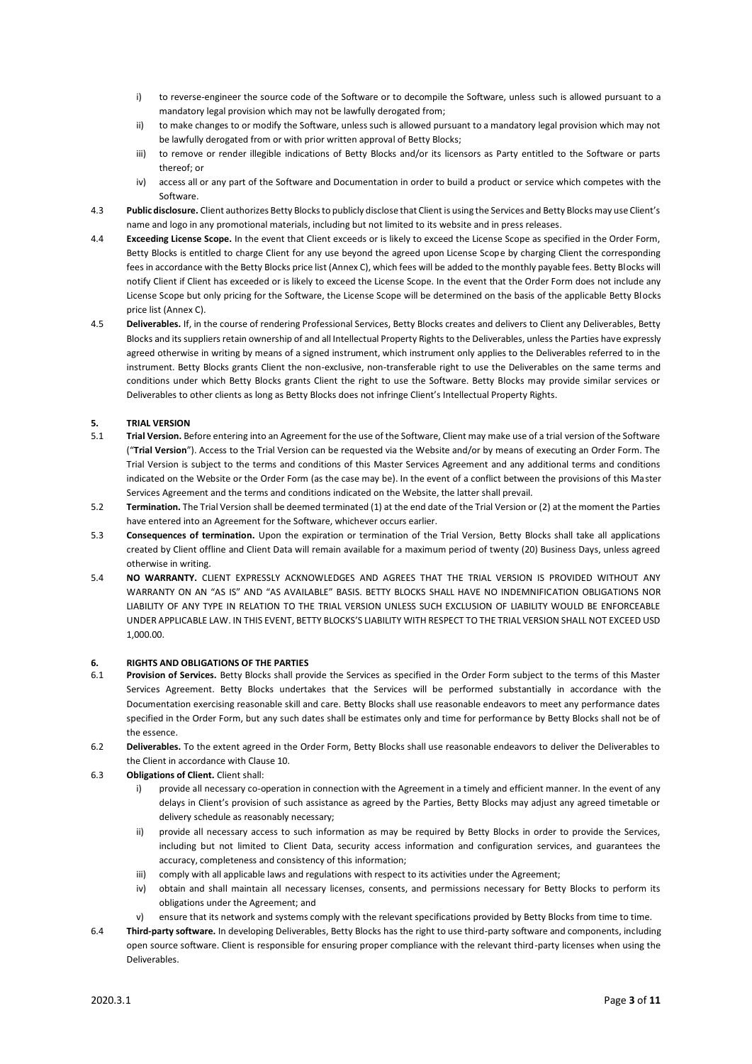i) to reverse-engineer the source code of the Software or to decompile the Software, unless such is allowed pursuant to a mandatory legal provision which may not be lawfully derogated from;

ii) to make changes to or modify the Software, unless such is allowed pursuant to a mandatory legal provision which may not be lawfully derogated from or with prior written approval of Betty Blocks;

iii) to remove or render illegible indications of Betty Blocks and/or its licensors as Party entitled to the Software or parts thereof; or

iv) access all or any part of the Software and Documentation in order to build a product or service which competes with the Software.

4.3 **Public disclosure.** Client authorizes Betty Blocks to publicly disclose that Client is using the Services and Betty Blocks may use Client's name and logo in any promotional materials, including but not limited to its website and in press releases.

4.4 **Exceeding License Scope.** In the event that Client exceeds or is likely to exceed the License Scope as specified in the Order Form, Betty Blocks is entitled to charge Client for any use beyond the agreed upon License Scope by charging Client the corresponding fees in accordance with the Betty Blocks price list (Annex C), which fees will be added to the monthly payable fees. Betty Blocks will notify Client if Client has exceeded or is likely to exceed the License Scope. In the event that the Order Form does not include any License Scope but only pricing for the Software, the License Scope will be determined on the basis of the applicable Betty Blocks price list (Annex C).

4.5 **Deliverables.** If, in the course of rendering Professional Services, Betty Blocks creates and delivers to Client any Deliverables, Betty Blocks and its suppliers retain ownership of and all Intellectual Property Rights to the Deliverables, unless the Parties have expressly agreed otherwise in writing by means of a signed instrument, which instrument only applies to the Deliverables referred to in the instrument. Betty Blocks grants Client the non-exclusive, non-transferable right to use the Deliverables on the same terms and conditions under which Betty Blocks grants Client the right to use the Software. Betty Blocks may provide similar services or Deliverables to other clients as long as Betty Blocks does not infringe Client's Intellectual Property Rights.

## 5. TRIAL VERSION

5.1 **Trial Version.** Before entering into an Agreement for the use of the Software, Client may make use of a trial version of the Software ("**Trial Version**"). Access to the Trial Version can be requested via the Website and/or by means of executing an Order Form. The Trial Version is subject to the terms and conditions of this Master Services Agreement and any additional terms and conditions indicated on the Website or the Order Form (as the case may be). In the event of a conflict between the provisions of this Master Services Agreement and the terms and conditions indicated on the Website, the latter shall prevail.

5.2 **Termination.** The Trial Version shall be deemed terminated (1) at the end date of the Trial Version or (2) at the moment the Parties have entered into an Agreement for the Software, whichever occurs earlier.

5.3 **Consequences of termination.** Upon the expiration or termination of the Trial Version, Betty Blocks shall take all applications created by Client offline and Client Data will remain available for a maximum period of twenty (20) Business Days, unless agreed otherwise in writing.

5.4 **NO WARRANTY.** CLIENT EXPRESSLY ACKNOWLEDGES AND AGREES THAT THE TRIAL VERSION IS PROVIDED WITHOUT ANY WARRANTY ON AN "AS IS" AND "AS AVAILABLE" BASIS. BETTY BLOCKS SHALL HAVE NO INDEMNIFICATION OBLIGATIONS NOR LIABILITY OF ANY TYPE IN RELATION TO THE TRIAL VERSION UNLESS SUCH EXCLUSION OF LIABILITY WOULD BE ENFORCEABLE UNDER APPLICABLE LAW. IN THIS EVENT, BETTY BLOCKS'S LIABILITY WITH RESPECT TO THE TRIAL VERSION SHALL NOT EXCEED USD 1,000.00.

## 6. RIGHTS AND OBLIGATIONS OF THE PARTIES

6.1 **Provision of Services.** Betty Blocks shall provide the Services as specified in the Order Form subject to the terms of this Master Services Agreement. Betty Blocks undertakes that the Services will be performed substantially in accordance with the Documentation exercising reasonable skill and care. Betty Blocks shall use reasonable endeavors to meet any performance dates specified in the Order Form, but any such dates shall be estimates only and time for performance by Betty Blocks shall not be of the essence.

6.2 **Deliverables.** To the extent agreed in the Order Form, Betty Blocks shall use reasonable endeavors to deliver the Deliverables to the Client in accordance with Clause 10.

6.3 **Obligations of Client.** Client shall:

i) provide all necessary co-operation in connection with the Agreement in a timely and efficient manner. In the event of any delays in Client's provision of such assistance as agreed by the Parties, Betty Blocks may adjust any agreed timetable or delivery schedule as reasonably necessary;

ii) provide all necessary access to such information as may be required by Betty Blocks in order to provide the Services, including but not limited to Client Data, security access information and configuration services, and guarantees the accuracy, completeness and consistency of this information;

iii) comply with all applicable laws and regulations with respect to its activities under the Agreement;

iv) obtain and shall maintain all necessary licenses, consents, and permissions necessary for Betty Blocks to perform its obligations under the Agreement; and

v) ensure that its network and systems comply with the relevant specifications provided by Betty Blocks from time to time.

6.4 **Third-party software.** In developing Deliverables, Betty Blocks has the right to use third-party software and components, including open source software. Client is responsible for ensuring proper compliance with the relevant third-party licenses when using the Deliverables.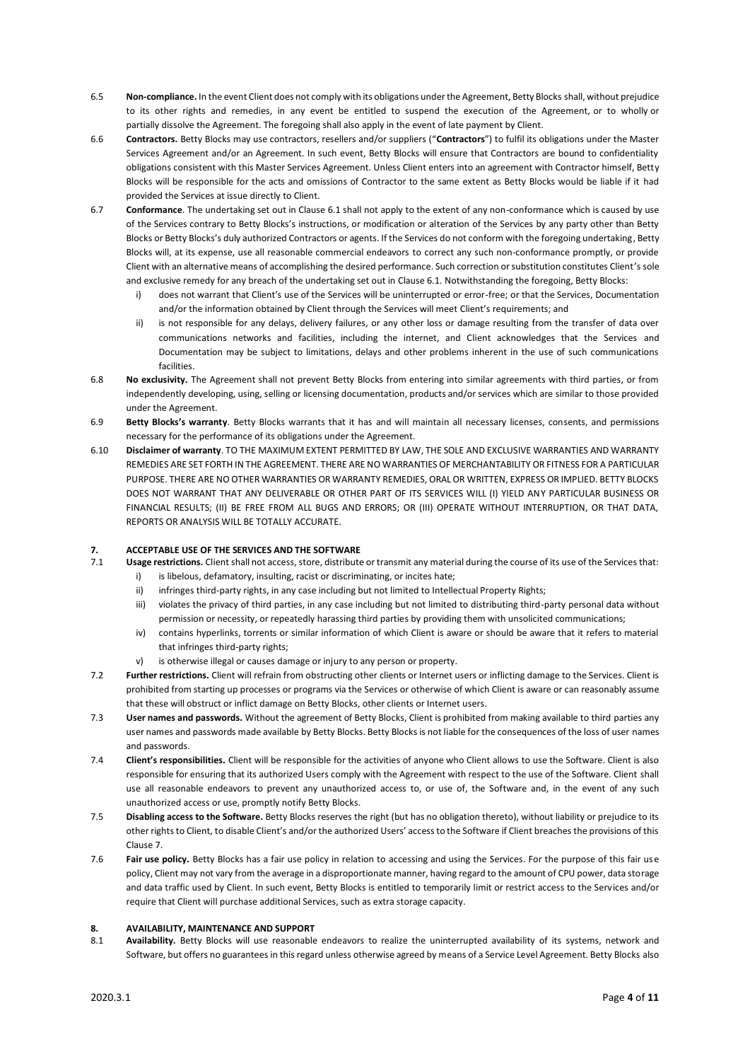6.5 **Non-compliance.** In the event Client does not comply with its obligations under the Agreement, Betty Blocks shall, without prejudice to its other rights and remedies, in any event be entitled to suspend the execution of the Agreement, or to wholly or partially dissolve the Agreement. The foregoing shall also apply in the event of late payment by Client.

6.6 **Contractors.** Betty Blocks may use contractors, resellers and/or suppliers ("**Contractors**") to fulfil its obligations under the Master Services Agreement and/or an Agreement. In such event, Betty Blocks will ensure that Contractors are bound to confidentiality obligations consistent with this Master Services Agreement. Unless Client enters into an agreement with Contractor himself, Betty Blocks will be responsible for the acts and omissions of Contractor to the same extent as Betty Blocks would be liable if it had provided the Services at issue directly to Client.

6.7 **Conformance**. The undertaking set out in Clause 6.1 shall not apply to the extent of any non-conformance which is caused by use of the Services contrary to Betty Blocks's instructions, or modification or alteration of the Services by any party other than Betty Blocks or Betty Blocks's duly authorized Contractors or agents. If the Services do not conform with the foregoing undertaking, Betty Blocks will, at its expense, use all reasonable commercial endeavors to correct any such non-conformance promptly, or provide Client with an alternative means of accomplishing the desired performance. Such correction or substitution constitutes Client's sole and exclusive remedy for any breach of the undertaking set out in Clause 6.1. Notwithstanding the foregoing, Betty Blocks:

i) does not warrant that Client's use of the Services will be uninterrupted or error-free; or that the Services, Documentation and/or the information obtained by Client through the Services will meet Client's requirements; and

ii) is not responsible for any delays, delivery failures, or any other loss or damage resulting from the transfer of data over communications networks and facilities, including the internet, and Client acknowledges that the Services and Documentation may be subject to limitations, delays and other problems inherent in the use of such communications facilities.

6.8 **No exclusivity.** The Agreement shall not prevent Betty Blocks from entering into similar agreements with third parties, or from independently developing, using, selling or licensing documentation, products and/or services which are similar to those provided under the Agreement.

6.9 **Betty Blocks's warranty**. Betty Blocks warrants that it has and will maintain all necessary licenses, consents, and permissions necessary for the performance of its obligations under the Agreement.

6.10 **Disclaimer of warranty**. TO THE MAXIMUM EXTENT PERMITTED BY LAW, THE SOLE AND EXCLUSIVE WARRANTIES AND WARRANTY REMEDIES ARE SET FORTH IN THE AGREEMENT. THERE ARE NO WARRANTIES OF MERCHANTABILITY OR FITNESS FOR A PARTICULAR PURPOSE. THERE ARE NO OTHER WARRANTIES OR WARRANTY REMEDIES, ORAL OR WRITTEN, EXPRESS OR IMPLIED. BETTY BLOCKS DOES NOT WARRANT THAT ANY DELIVERABLE OR OTHER PART OF ITS SERVICES WILL (I) YIELD ANY PARTICULAR BUSINESS OR FINANCIAL RESULTS; (II) BE FREE FROM ALL BUGS AND ERRORS; OR (III) OPERATE WITHOUT INTERRUPTION, OR THAT DATA, REPORTS OR ANALYSIS WILL BE TOTALLY ACCURATE.

## 7. ACCEPTABLE USE OF THE SERVICES AND THE SOFTWARE

7.1 **Usage restrictions.** Client shall not access, store, distribute or transmit any material during the course of its use of the Services that:

i) is libelous, defamatory, insulting, racist or discriminating, or incites hate;

ii) infringes third-party rights, in any case including but not limited to Intellectual Property Rights;

iii) violates the privacy of third parties, in any case including but not limited to distributing third-party personal data without permission or necessity, or repeatedly harassing third parties by providing them with unsolicited communications;

iv) contains hyperlinks, torrents or similar information of which Client is aware or should be aware that it refers to material that infringes third-party rights;

v) is otherwise illegal or causes damage or injury to any person or property.

7.2 **Further restrictions.** Client will refrain from obstructing other clients or Internet users or inflicting damage to the Services. Client is prohibited from starting up processes or programs via the Services or otherwise of which Client is aware or can reasonably assume that these will obstruct or inflict damage on Betty Blocks, other clients or Internet users.

7.3 **User names and passwords.** Without the agreement of Betty Blocks, Client is prohibited from making available to third parties any user names and passwords made available by Betty Blocks. Betty Blocks is not liable for the consequences of the loss of user names and passwords.

7.4 **Client's responsibilities.** Client will be responsible for the activities of anyone who Client allows to use the Software. Client is also responsible for ensuring that its authorized Users comply with the Agreement with respect to the use of the Software. Client shall use all reasonable endeavors to prevent any unauthorized access to, or use of, the Software and, in the event of any such unauthorized access or use, promptly notify Betty Blocks.

7.5 **Disabling access to the Software.** Betty Blocks reserves the right (but has no obligation thereto), without liability or prejudice to its other rights to Client, to disable Client's and/or the authorized Users' access to the Software if Client breaches the provisions of this Clause 7.

7.6 **Fair use policy.** Betty Blocks has a fair use policy in relation to accessing and using the Services. For the purpose of this fair use policy, Client may not vary from the average in a disproportionate manner, having regard to the amount of CPU power, data storage and data traffic used by Client. In such event, Betty Blocks is entitled to temporarily limit or restrict access to the Services and/or require that Client will purchase additional Services, such as extra storage capacity.

## 8. AVAILABILITY, MAINTENANCE AND SUPPORT

8.1 **Availability.** Betty Blocks will use reasonable endeavors to realize the uninterrupted availability of its systems, network and Software, but offers no guarantees in this regard unless otherwise agreed by means of a Service Level Agreement. Betty Blocks also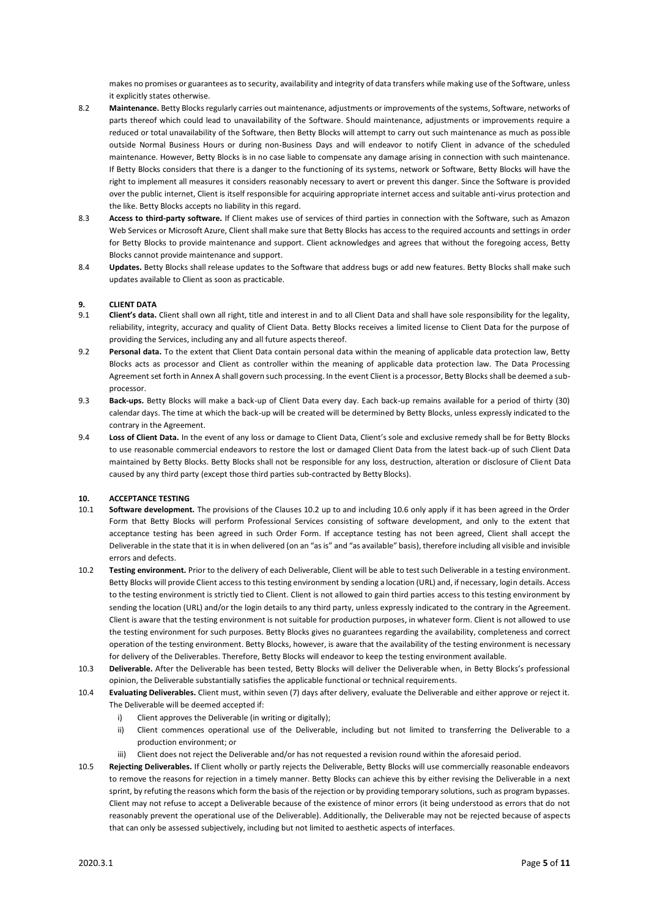makes no promises or guarantees as to security, availability and integrity of data transfers while making use of the Software, unless it explicitly states otherwise.

8.2 **Maintenance.** Betty Blocks regularly carries out maintenance, adjustments or improvements of the systems, Software, networks of parts thereof which could lead to unavailability of the Software. Should maintenance, adjustments or improvements require a reduced or total unavailability of the Software, then Betty Blocks will attempt to carry out such maintenance as much as possible outside Normal Business Hours or during non-Business Days and will endeavor to notify Client in advance of the scheduled maintenance. However, Betty Blocks is in no case liable to compensate any damage arising in connection with such maintenance. If Betty Blocks considers that there is a danger to the functioning of its systems, network or Software, Betty Blocks will have the right to implement all measures it considers reasonably necessary to avert or prevent this danger. Since the Software is provided over the public internet, Client is itself responsible for acquiring appropriate internet access and suitable anti-virus protection and the like. Betty Blocks accepts no liability in this regard.

8.3 **Access to third-party software.** If Client makes use of services of third parties in connection with the Software, such as Amazon Web Services or Microsoft Azure, Client shall make sure that Betty Blocks has access to the required accounts and settings in order for Betty Blocks to provide maintenance and support. Client acknowledges and agrees that without the foregoing access, Betty Blocks cannot provide maintenance and support.

8.4 **Updates.** Betty Blocks shall release updates to the Software that address bugs or add new features. Betty Blocks shall make such updates available to Client as soon as practicable.

## 9. CLIENT DATA

9.1 **Client's data.** Client shall own all right, title and interest in and to all Client Data and shall have sole responsibility for the legality, reliability, integrity, accuracy and quality of Client Data. Betty Blocks receives a limited license to Client Data for the purpose of providing the Services, including any and all future aspects thereof.

9.2 **Personal data.** To the extent that Client Data contain personal data within the meaning of applicable data protection law, Betty Blocks acts as processor and Client as controller within the meaning of applicable data protection law. The Data Processing Agreement set forth in Annex A shall govern such processing. In the event Client is a processor, Betty Blocks shall be deemed a sub-processor.

9.3 **Back-ups.** Betty Blocks will make a back-up of Client Data every day. Each back-up remains available for a period of thirty (30) calendar days. The time at which the back-up will be created will be determined by Betty Blocks, unless expressly indicated to the contrary in the Agreement.

9.4 **Loss of Client Data.** In the event of any loss or damage to Client Data, Client's sole and exclusive remedy shall be for Betty Blocks to use reasonable commercial endeavors to restore the lost or damaged Client Data from the latest back-up of such Client Data maintained by Betty Blocks. Betty Blocks shall not be responsible for any loss, destruction, alteration or disclosure of Client Data caused by any third party (except those third parties sub-contracted by Betty Blocks).

## 10. ACCEPTANCE TESTING

10.1 **Software development.** The provisions of the Clauses 10.2 up to and including 10.6 only apply if it has been agreed in the Order Form that Betty Blocks will perform Professional Services consisting of software development, and only to the extent that acceptance testing has been agreed in such Order Form. If acceptance testing has not been agreed, Client shall accept the Deliverable in the state that it is in when delivered (on an "as is" and "as available" basis), therefore including all visible and invisible errors and defects.

10.2 **Testing environment.** Prior to the delivery of each Deliverable, Client will be able to test such Deliverable in a testing environment. Betty Blocks will provide Client access to this testing environment by sending a location (URL) and, if necessary, login details. Access to the testing environment is strictly tied to Client. Client is not allowed to gain third parties access to this testing environment by sending the location (URL) and/or the login details to any third party, unless expressly indicated to the contrary in the Agreement. Client is aware that the testing environment is not suitable for production purposes, in whatever form. Client is not allowed to use the testing environment for such purposes. Betty Blocks gives no guarantees regarding the availability, completeness and correct operation of the testing environment. Betty Blocks, however, is aware that the availability of the testing environment is necessary for delivery of the Deliverables. Therefore, Betty Blocks will endeavor to keep the testing environment available.

10.3 **Deliverable.** After the Deliverable has been tested, Betty Blocks will deliver the Deliverable when, in Betty Blocks's professional opinion, the Deliverable substantially satisfies the applicable functional or technical requirements.

10.4 **Evaluating Deliverables.** Client must, within seven (7) days after delivery, evaluate the Deliverable and either approve or reject it. The Deliverable will be deemed accepted if:

i) Client approves the Deliverable (in writing or digitally);

ii) Client commences operational use of the Deliverable, including but not limited to transferring the Deliverable to a production environment; or

iii) Client does not reject the Deliverable and/or has not requested a revision round within the aforesaid period.

10.5 **Rejecting Deliverables.** If Client wholly or partly rejects the Deliverable, Betty Blocks will use commercially reasonable endeavors to remove the reasons for rejection in a timely manner. Betty Blocks can achieve this by either revising the Deliverable in a next sprint, by refuting the reasons which form the basis of the rejection or by providing temporary solutions, such as program bypasses. Client may not refuse to accept a Deliverable because of the existence of minor errors (it being understood as errors that do not reasonably prevent the operational use of the Deliverable). Additionally, the Deliverable may not be rejected because of aspects that can only be assessed subjectively, including but not limited to aesthetic aspects of interfaces.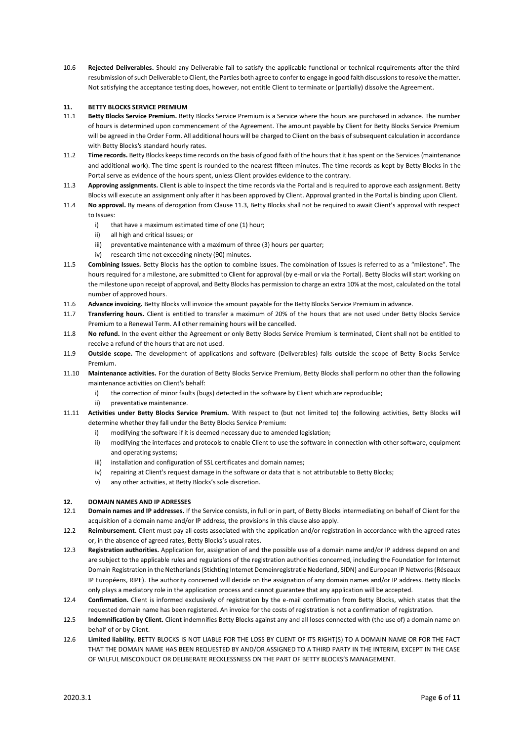10.6 **Rejected Deliverables.** Should any Deliverable fail to satisfy the applicable functional or technical requirements after the third resubmission of such Deliverable to Client, the Parties both agree to confer to engage in good faith discussions to resolve the matter. Not satisfying the acceptance testing does, however, not entitle Client to terminate or (partially) dissolve the Agreement.

## 11. BETTY BLOCKS SERVICE PREMIUM

11.1 **Betty Blocks Service Premium.** Betty Blocks Service Premium is a Service where the hours are purchased in advance. The number of hours is determined upon commencement of the Agreement. The amount payable by Client for Betty Blocks Service Premium will be agreed in the Order Form. All additional hours will be charged to Client on the basis of subsequent calculation in accordance with Betty Blocks's standard hourly rates.

11.2 **Time records.** Betty Blocks keeps time records on the basis of good faith of the hours that it has spent on the Services (maintenance and additional work). The time spent is rounded to the nearest fifteen minutes. The time records as kept by Betty Blocks in the Portal serve as evidence of the hours spent, unless Client provides evidence to the contrary.

11.3 **Approving assignments.** Client is able to inspect the time records via the Portal and is required to approve each assignment. Betty Blocks will execute an assignment only after it has been approved by Client. Approval granted in the Portal is binding upon Client.

11.4 **No approval.** By means of derogation from Clause 11.3, Betty Blocks shall not be required to await Client's approval with respect to Issues:

- i) that have a maximum estimated time of one (1) hour;
- ii) all high and critical Issues; or
- iii) preventative maintenance with a maximum of three (3) hours per quarter;
- iv) research time not exceeding ninety (90) minutes.

11.5 **Combining Issues.** Betty Blocks has the option to combine Issues. The combination of Issues is referred to as a "milestone". The hours required for a milestone, are submitted to Client for approval (by e-mail or via the Portal). Betty Blocks will start working on the milestone upon receipt of approval, and Betty Blocks has permission to charge an extra 10% at the most, calculated on the total number of approved hours.

11.6 **Advance invoicing.** Betty Blocks will invoice the amount payable for the Betty Blocks Service Premium in advance.

11.7 **Transferring hours.** Client is entitled to transfer a maximum of 20% of the hours that are not used under Betty Blocks Service Premium to a Renewal Term. All other remaining hours will be cancelled.

11.8 **No refund.** In the event either the Agreement or only Betty Blocks Service Premium is terminated, Client shall not be entitled to receive a refund of the hours that are not used.

11.9 **Outside scope.** The development of applications and software (Deliverables) falls outside the scope of Betty Blocks Service Premium.

11.10 **Maintenance activities.** For the duration of Betty Blocks Service Premium, Betty Blocks shall perform no other than the following maintenance activities on Client's behalf:

- i) the correction of minor faults (bugs) detected in the software by Client which are reproducible;
- ii) preventative maintenance.

11.11 **Activities under Betty Blocks Service Premium.** With respect to (but not limited to) the following activities, Betty Blocks will determine whether they fall under the Betty Blocks Service Premium:

- i) modifying the software if it is deemed necessary due to amended legislation;
- ii) modifying the interfaces and protocols to enable Client to use the software in connection with other software, equipment and operating systems;
- iii) installation and configuration of SSL certificates and domain names;
- iv) repairing at Client's request damage in the software or data that is not attributable to Betty Blocks;
- v) any other activities, at Betty Blocks's sole discretion.

## 12. DOMAIN NAMES AND IP ADRESSES

12.1 **Domain names and IP addresses.** If the Service consists, in full or in part, of Betty Blocks intermediating on behalf of Client for the acquisition of a domain name and/or IP address, the provisions in this clause also apply.

12.2 **Reimbursement.** Client must pay all costs associated with the application and/or registration in accordance with the agreed rates or, in the absence of agreed rates, Betty Blocks's usual rates.

12.3 **Registration authorities.** Application for, assignation of and the possible use of a domain name and/or IP address depend on and are subject to the applicable rules and regulations of the registration authorities concerned, including the Foundation for Internet Domain Registration in the Netherlands (Stichting Internet Domeinregistratie Nederland, SIDN) and European IP Networks (Réseaux IP Européens, RIPE). The authority concerned will decide on the assignation of any domain names and/or IP address. Betty Blocks only plays a mediatory role in the application process and cannot guarantee that any application will be accepted.

12.4 **Confirmation.** Client is informed exclusively of registration by the e-mail confirmation from Betty Blocks, which states that the requested domain name has been registered. An invoice for the costs of registration is not a confirmation of registration.

12.5 **Indemnification by Client.** Client indemnifies Betty Blocks against any and all loses connected with (the use of) a domain name on behalf of or by Client.

12.6 **Limited liability.** BETTY BLOCKS IS NOT LIABLE FOR THE LOSS BY CLIENT OF ITS RIGHT(S) TO A DOMAIN NAME OR FOR THE FACT THAT THE DOMAIN NAME HAS BEEN REQUESTED BY AND/OR ASSIGNED TO A THIRD PARTY IN THE INTERIM, EXCEPT IN THE CASE OF WILFUL MISCONDUCT OR DELIBERATE RECKLESSNESS ON THE PART OF BETTY BLOCKS'S MANAGEMENT.

2020.3.1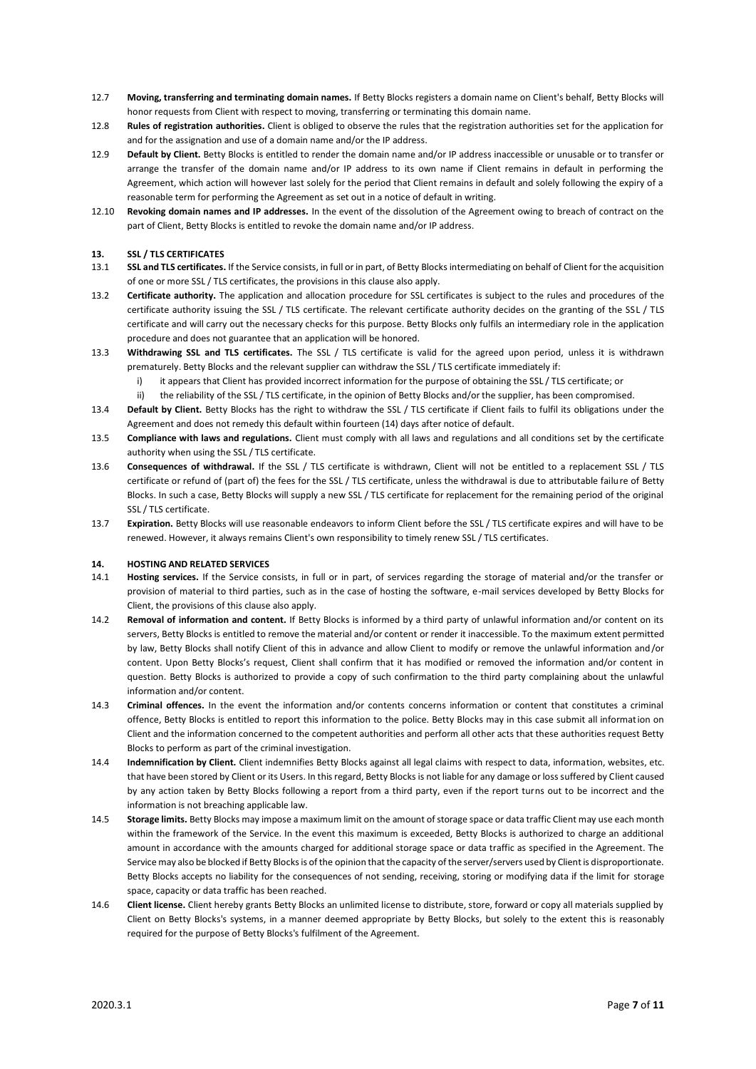12.7 **Moving, transferring and terminating domain names.** If Betty Blocks registers a domain name on Client's behalf, Betty Blocks will honor requests from Client with respect to moving, transferring or terminating this domain name.

12.8 **Rules of registration authorities.** Client is obliged to observe the rules that the registration authorities set for the application for and for the assignation and use of a domain name and/or the IP address.

12.9 **Default by Client.** Betty Blocks is entitled to render the domain name and/or IP address inaccessible or unusable or to transfer or arrange the transfer of the domain name and/or IP address to its own name if Client remains in default in performing the Agreement, which action will however last solely for the period that Client remains in default and solely following the expiry of a reasonable term for performing the Agreement as set out in a notice of default in writing.

12.10 **Revoking domain names and IP addresses.** In the event of the dissolution of the Agreement owing to breach of contract on the part of Client, Betty Blocks is entitled to revoke the domain name and/or IP address.

## 13. SSL / TLS CERTIFICATES

13.1 **SSL and TLS certificates.** If the Service consists, in full or in part, of Betty Blocks intermediating on behalf of Client for the acquisition of one or more SSL / TLS certificates, the provisions in this clause also apply.

13.2 **Certificate authority.** The application and allocation procedure for SSL certificates is subject to the rules and procedures of the certificate authority issuing the SSL / TLS certificate. The relevant certificate authority decides on the granting of the SSL / TLS certificate and will carry out the necessary checks for this purpose. Betty Blocks only fulfils an intermediary role in the application procedure and does not guarantee that an application will be honored.

13.3 **Withdrawing SSL and TLS certificates.** The SSL / TLS certificate is valid for the agreed upon period, unless it is withdrawn prematurely. Betty Blocks and the relevant supplier can withdraw the SSL / TLS certificate immediately if:

i) it appears that Client has provided incorrect information for the purpose of obtaining the SSL / TLS certificate; or

ii) the reliability of the SSL / TLS certificate, in the opinion of Betty Blocks and/or the supplier, has been compromised.

13.4 **Default by Client.** Betty Blocks has the right to withdraw the SSL / TLS certificate if Client fails to fulfil its obligations under the Agreement and does not remedy this default within fourteen (14) days after notice of default.

13.5 **Compliance with laws and regulations.** Client must comply with all laws and regulations and all conditions set by the certificate authority when using the SSL / TLS certificate.

13.6 **Consequences of withdrawal.** If the SSL / TLS certificate is withdrawn, Client will not be entitled to a replacement SSL / TLS certificate or refund of (part of) the fees for the SSL / TLS certificate, unless the withdrawal is due to attributable failure of Betty Blocks. In such a case, Betty Blocks will supply a new SSL / TLS certificate for replacement for the remaining period of the original SSL / TLS certificate.

13.7 **Expiration.** Betty Blocks will use reasonable endeavors to inform Client before the SSL / TLS certificate expires and will have to be renewed. However, it always remains Client's own responsibility to timely renew SSL / TLS certificates.

## 14. HOSTING AND RELATED SERVICES

14.1 **Hosting services.** If the Service consists, in full or in part, of services regarding the storage of material and/or the transfer or provision of material to third parties, such as in the case of hosting the software, e-mail services developed by Betty Blocks for Client, the provisions of this clause also apply.

14.2 **Removal of information and content.** If Betty Blocks is informed by a third party of unlawful information and/or content on its servers, Betty Blocks is entitled to remove the material and/or content or render it inaccessible. To the maximum extent permitted by law, Betty Blocks shall notify Client of this in advance and allow Client to modify or remove the unlawful information and/or content. Upon Betty Blocks's request, Client shall confirm that it has modified or removed the information and/or content in question. Betty Blocks is authorized to provide a copy of such confirmation to the third party complaining about the unlawful information and/or content.

14.3 **Criminal offences.** In the event the information and/or contents concerns information or content that constitutes a criminal offence, Betty Blocks is entitled to report this information to the police. Betty Blocks may in this case submit all information on Client and the information concerned to the competent authorities and perform all other acts that these authorities request Betty Blocks to perform as part of the criminal investigation.

14.4 **Indemnification by Client.** Client indemnifies Betty Blocks against all legal claims with respect to data, information, websites, etc. that have been stored by Client or its Users. In this regard, Betty Blocks is not liable for any damage or loss suffered by Client caused by any action taken by Betty Blocks following a report from a third party, even if the report turns out to be incorrect and the information is not breaching applicable law.

14.5 **Storage limits.** Betty Blocks may impose a maximum limit on the amount of storage space or data traffic Client may use each month within the framework of the Service. In the event this maximum is exceeded, Betty Blocks is authorized to charge an additional amount in accordance with the amounts charged for additional storage space or data traffic as specified in the Agreement. The Service may also be blocked if Betty Blocks is of the opinion that the capacity of the server/servers used by Client is disproportionate. Betty Blocks accepts no liability for the consequences of not sending, receiving, storing or modifying data if the limit for storage space, capacity or data traffic has been reached.

14.6 **Client license.** Client hereby grants Betty Blocks an unlimited license to distribute, store, forward or copy all materials supplied by Client on Betty Blocks's systems, in a manner deemed appropriate by Betty Blocks, but solely to the extent this is reasonably required for the purpose of Betty Blocks's fulfilment of the Agreement.

2020.3.1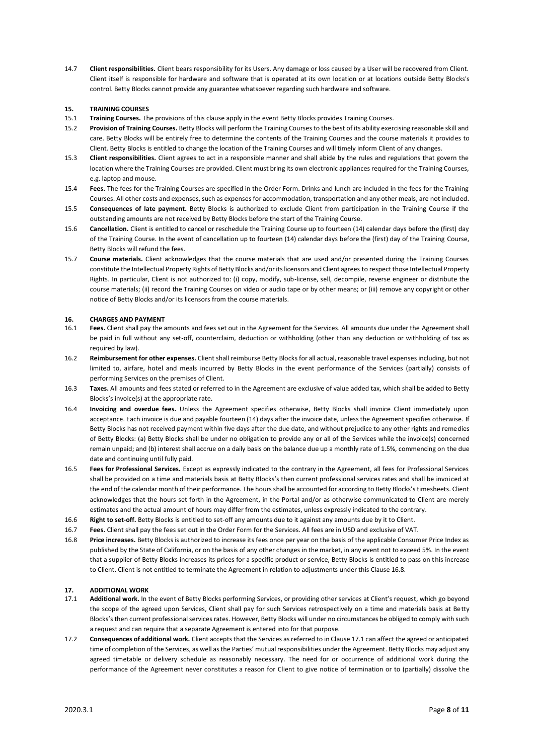14.7 **Client responsibilities.** Client bears responsibility for its Users. Any damage or loss caused by a User will be recovered from Client. Client itself is responsible for hardware and software that is operated at its own location or at locations outside Betty Blocks's control. Betty Blocks cannot provide any guarantee whatsoever regarding such hardware and software.

## 15. TRAINING COURSES

15.1 **Training Courses.** The provisions of this clause apply in the event Betty Blocks provides Training Courses.

15.2 **Provision of Training Courses.** Betty Blocks will perform the Training Courses to the best of its ability exercising reasonable skill and care. Betty Blocks will be entirely free to determine the contents of the Training Courses and the course materials it provides to Client. Betty Blocks is entitled to change the location of the Training Courses and will timely inform Client of any changes.

15.3 **Client responsibilities.** Client agrees to act in a responsible manner and shall abide by the rules and regulations that govern the location where the Training Courses are provided. Client must bring its own electronic appliances required for the Training Courses, e.g. laptop and mouse.

15.4 **Fees.** The fees for the Training Courses are specified in the Order Form. Drinks and lunch are included in the fees for the Training Courses. All other costs and expenses, such as expenses for accommodation, transportation and any other meals, are not included.

15.5 **Consequences of late payment.** Betty Blocks is authorized to exclude Client from participation in the Training Course if the outstanding amounts are not received by Betty Blocks before the start of the Training Course.

15.6 **Cancellation.** Client is entitled to cancel or reschedule the Training Course up to fourteen (14) calendar days before the (first) day of the Training Course. In the event of cancellation up to fourteen (14) calendar days before the (first) day of the Training Course, Betty Blocks will refund the fees.

15.7 **Course materials.** Client acknowledges that the course materials that are used and/or presented during the Training Courses constitute the Intellectual Property Rights of Betty Blocks and/or its licensors and Client agrees to respect those Intellectual Property Rights. In particular, Client is not authorized to: (i) copy, modify, sub-license, sell, decompile, reverse engineer or distribute the course materials; (ii) record the Training Courses on video or audio tape or by other means; or (iii) remove any copyright or other notice of Betty Blocks and/or its licensors from the course materials.

## 16. CHARGES AND PAYMENT

16.1 **Fees.** Client shall pay the amounts and fees set out in the Agreement for the Services. All amounts due under the Agreement shall be paid in full without any set-off, counterclaim, deduction or withholding (other than any deduction or withholding of tax as required by law).

16.2 **Reimbursement for other expenses.** Client shall reimburse Betty Blocks for all actual, reasonable travel expenses including, but not limited to, airfare, hotel and meals incurred by Betty Blocks in the event performance of the Services (partially) consists of performing Services on the premises of Client.

16.3 **Taxes.** All amounts and fees stated or referred to in the Agreement are exclusive of value added tax, which shall be added to Betty Blocks's invoice(s) at the appropriate rate.

16.4 **Invoicing and overdue fees.** Unless the Agreement specifies otherwise, Betty Blocks shall invoice Client immediately upon acceptance. Each invoice is due and payable fourteen (14) days after the invoice date, unless the Agreement specifies otherwise. If Betty Blocks has not received payment within five days after the due date, and without prejudice to any other rights and remedies of Betty Blocks: (a) Betty Blocks shall be under no obligation to provide any or all of the Services while the invoice(s) concerned remain unpaid; and (b) interest shall accrue on a daily basis on the balance due up a monthly rate of 1.5%, commencing on the due date and continuing until fully paid.

16.5 **Fees for Professional Services.** Except as expressly indicated to the contrary in the Agreement, all fees for Professional Services shall be provided on a time and materials basis at Betty Blocks's then current professional services rates and shall be invoiced at the end of the calendar month of their performance. The hours shall be accounted for according to Betty Blocks's timesheets. Client acknowledges that the hours set forth in the Agreement, in the Portal and/or as otherwise communicated to Client are merely estimates and the actual amount of hours may differ from the estimates, unless expressly indicated to the contrary.

16.6 **Right to set-off.** Betty Blocks is entitled to set-off any amounts due to it against any amounts due by it to Client.

16.7 **Fees.** Client shall pay the fees set out in the Order Form for the Services. All fees are in USD and exclusive of VAT.

16.8 **Price increases.** Betty Blocks is authorized to increase its fees once per year on the basis of the applicable Consumer Price Index as published by the State of California, or on the basis of any other changes in the market, in any event not to exceed 5%. In the event that a supplier of Betty Blocks increases its prices for a specific product or service, Betty Blocks is entitled to pass on this increase to Client. Client is not entitled to terminate the Agreement in relation to adjustments under this Clause 16.8.

## 17. ADDITIONAL WORK

17.1 **Additional work.** In the event of Betty Blocks performing Services, or providing other services at Client's request, which go beyond the scope of the agreed upon Services, Client shall pay for such Services retrospectively on a time and materials basis at Betty Blocks's then current professional services rates. However, Betty Blocks will under no circumstances be obliged to comply with such a request and can require that a separate Agreement is entered into for that purpose.

17.2 **Consequences of additional work.** Client accepts that the Services as referred to in Clause 17.1 can affect the agreed or anticipated time of completion of the Services, as well as the Parties' mutual responsibilities under the Agreement. Betty Blocks may adjust any agreed timetable or delivery schedule as reasonably necessary. The need for or occurrence of additional work during the performance of the Agreement never constitutes a reason for Client to give notice of termination or to (partially) dissolve the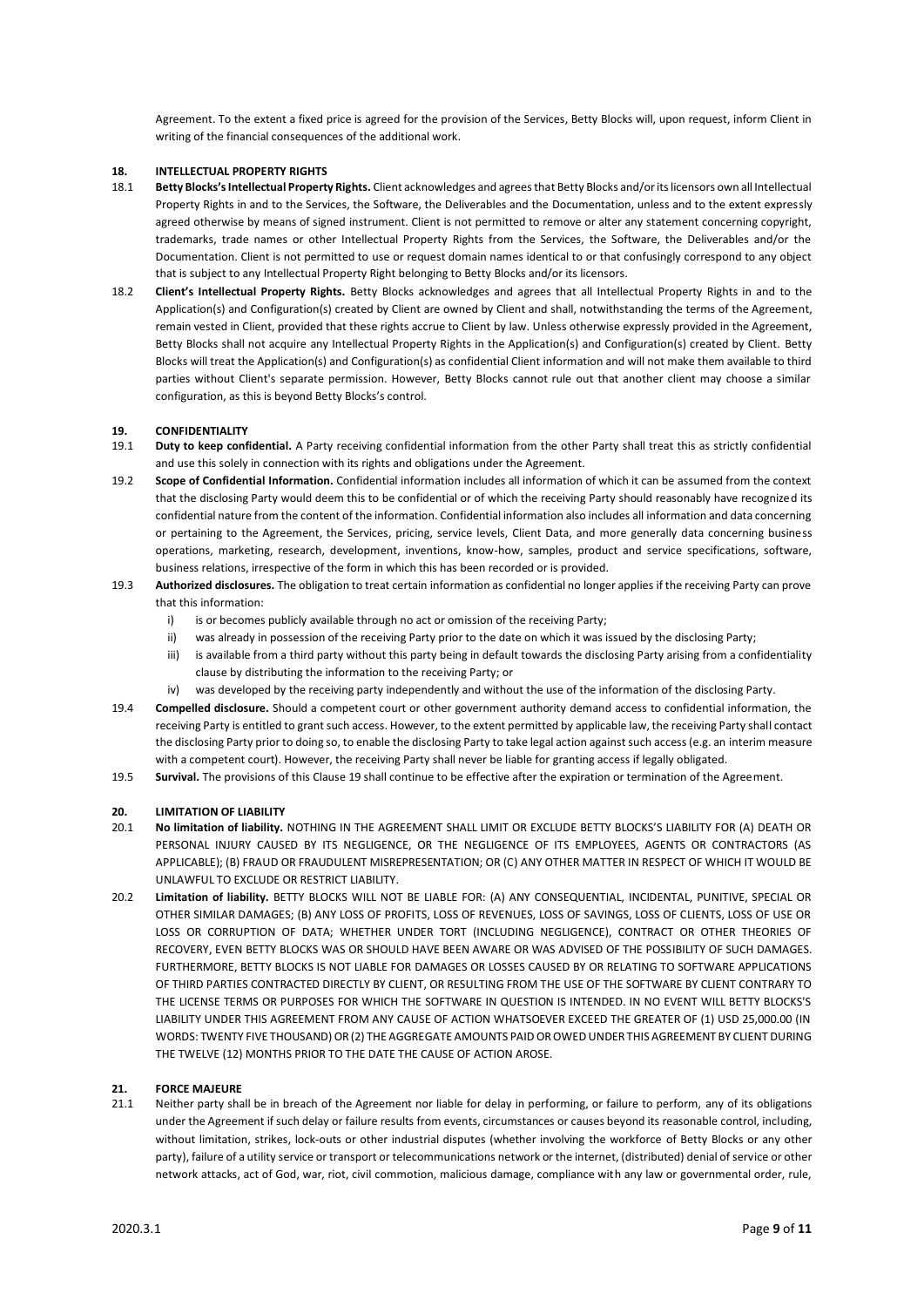Agreement. To the extent a fixed price is agreed for the provision of the Services, Betty Blocks will, upon request, inform Client in writing of the financial consequences of the additional work.

## 18. INTELLECTUAL PROPERTY RIGHTS

18.1 **Betty Blocks's Intellectual Property Rights.** Client acknowledges and agrees that Betty Blocks and/or its licensors own all Intellectual Property Rights in and to the Services, the Software, the Deliverables and the Documentation, unless and to the extent expressly agreed otherwise by means of signed instrument. Client is not permitted to remove or alter any statement concerning copyright, trademarks, trade names or other Intellectual Property Rights from the Services, the Software, the Deliverables and/or the Documentation. Client is not permitted to use or request domain names identical to or that confusingly correspond to any object that is subject to any Intellectual Property Right belonging to Betty Blocks and/or its licensors.

18.2 **Client's Intellectual Property Rights.** Betty Blocks acknowledges and agrees that all Intellectual Property Rights in and to the Application(s) and Configuration(s) created by Client are owned by Client and shall, notwithstanding the terms of the Agreement, remain vested in Client, provided that these rights accrue to Client by law. Unless otherwise expressly provided in the Agreement, Betty Blocks shall not acquire any Intellectual Property Rights in the Application(s) and Configuration(s) created by Client. Betty Blocks will treat the Application(s) and Configuration(s) as confidential Client information and will not make them available to third parties without Client's separate permission. However, Betty Blocks cannot rule out that another client may choose a similar configuration, as this is beyond Betty Blocks's control.

## 19. CONFIDENTIALITY

19.1 **Duty to keep confidential.** A Party receiving confidential information from the other Party shall treat this as strictly confidential and use this solely in connection with its rights and obligations under the Agreement.

19.2 **Scope of Confidential Information.** Confidential information includes all information of which it can be assumed from the context that the disclosing Party would deem this to be confidential or of which the receiving Party should reasonably have recognized its confidential nature from the content of the information. Confidential information also includes all information and data concerning or pertaining to the Agreement, the Services, pricing, service levels, Client Data, and more generally data concerning business operations, marketing, research, development, inventions, know-how, samples, product and service specifications, software, business relations, irrespective of the form in which this has been recorded or is provided.

19.3 **Authorized disclosures.** The obligation to treat certain information as confidential no longer applies if the receiving Party can prove that this information:

- i) is or becomes publicly available through no act or omission of the receiving Party;
- ii) was already in possession of the receiving Party prior to the date on which it was issued by the disclosing Party;
- iii) is available from a third party without this party being in default towards the disclosing Party arising from a confidentiality clause by distributing the information to the receiving Party; or
- iv) was developed by the receiving party independently and without the use of the information of the disclosing Party.

19.4 **Compelled disclosure.** Should a competent court or other government authority demand access to confidential information, the receiving Party is entitled to grant such access. However, to the extent permitted by applicable law, the receiving Party shall contact the disclosing Party prior to doing so, to enable the disclosing Party to take legal action against such access (e.g. an interim measure with a competent court). However, the receiving Party shall never be liable for granting access if legally obligated.

19.5 **Survival.** The provisions of this Clause 19 shall continue to be effective after the expiration or termination of the Agreement.

## 20. LIMITATION OF LIABILITY

20.1 **No limitation of liability.** NOTHING IN THE AGREEMENT SHALL LIMIT OR EXCLUDE BETTY BLOCKS'S LIABILITY FOR (A) DEATH OR PERSONAL INJURY CAUSED BY ITS NEGLIGENCE, OR THE NEGLIGENCE OF ITS EMPLOYEES, AGENTS OR CONTRACTORS (AS APPLICABLE); (B) FRAUD OR FRAUDULENT MISREPRESENTATION; OR (C) ANY OTHER MATTER IN RESPECT OF WHICH IT WOULD BE UNLAWFUL TO EXCLUDE OR RESTRICT LIABILITY.

20.2 **Limitation of liability.** BETTY BLOCKS WILL NOT BE LIABLE FOR: (A) ANY CONSEQUENTIAL, INCIDENTAL, PUNITIVE, SPECIAL OR OTHER SIMILAR DAMAGES; (B) ANY LOSS OF PROFITS, LOSS OF REVENUES, LOSS OF SAVINGS, LOSS OF CLIENTS, LOSS OF USE OR LOSS OR CORRUPTION OF DATA; WHETHER UNDER TORT (INCLUDING NEGLIGENCE), CONTRACT OR OTHER THEORIES OF RECOVERY, EVEN BETTY BLOCKS WAS OR SHOULD HAVE BEEN AWARE OR WAS ADVISED OF THE POSSIBILITY OF SUCH DAMAGES. FURTHERMORE, BETTY BLOCKS IS NOT LIABLE FOR DAMAGES OR LOSSES CAUSED BY OR RELATING TO SOFTWARE APPLICATIONS OF THIRD PARTIES CONTRACTED DIRECTLY BY CLIENT, OR RESULTING FROM THE USE OF THE SOFTWARE BY CLIENT CONTRARY TO THE LICENSE TERMS OR PURPOSES FOR WHICH THE SOFTWARE IN QUESTION IS INTENDED. IN NO EVENT WILL BETTY BLOCKS'S LIABILITY UNDER THIS AGREEMENT FROM ANY CAUSE OF ACTION WHATSOEVER EXCEED THE GREATER OF (1) USD 25,000.00 (IN WORDS: TWENTY FIVE THOUSAND) OR (2) THE AGGREGATE AMOUNTS PAID OR OWED UNDER THIS AGREEMENT BY CLIENT DURING THE TWELVE (12) MONTHS PRIOR TO THE DATE THE CAUSE OF ACTION AROSE.

## 21. FORCE MAJEURE

21.1 Neither party shall be in breach of the Agreement nor liable for delay in performing, or failure to perform, any of its obligations under the Agreement if such delay or failure results from events, circumstances or causes beyond its reasonable control, including, without limitation, strikes, lock-outs or other industrial disputes (whether involving the workforce of Betty Blocks or any other party), failure of a utility service or transport or telecommunications network or the internet, (distributed) denial of service or other network attacks, act of God, war, riot, civil commotion, malicious damage, compliance with any law or governmental order, rule,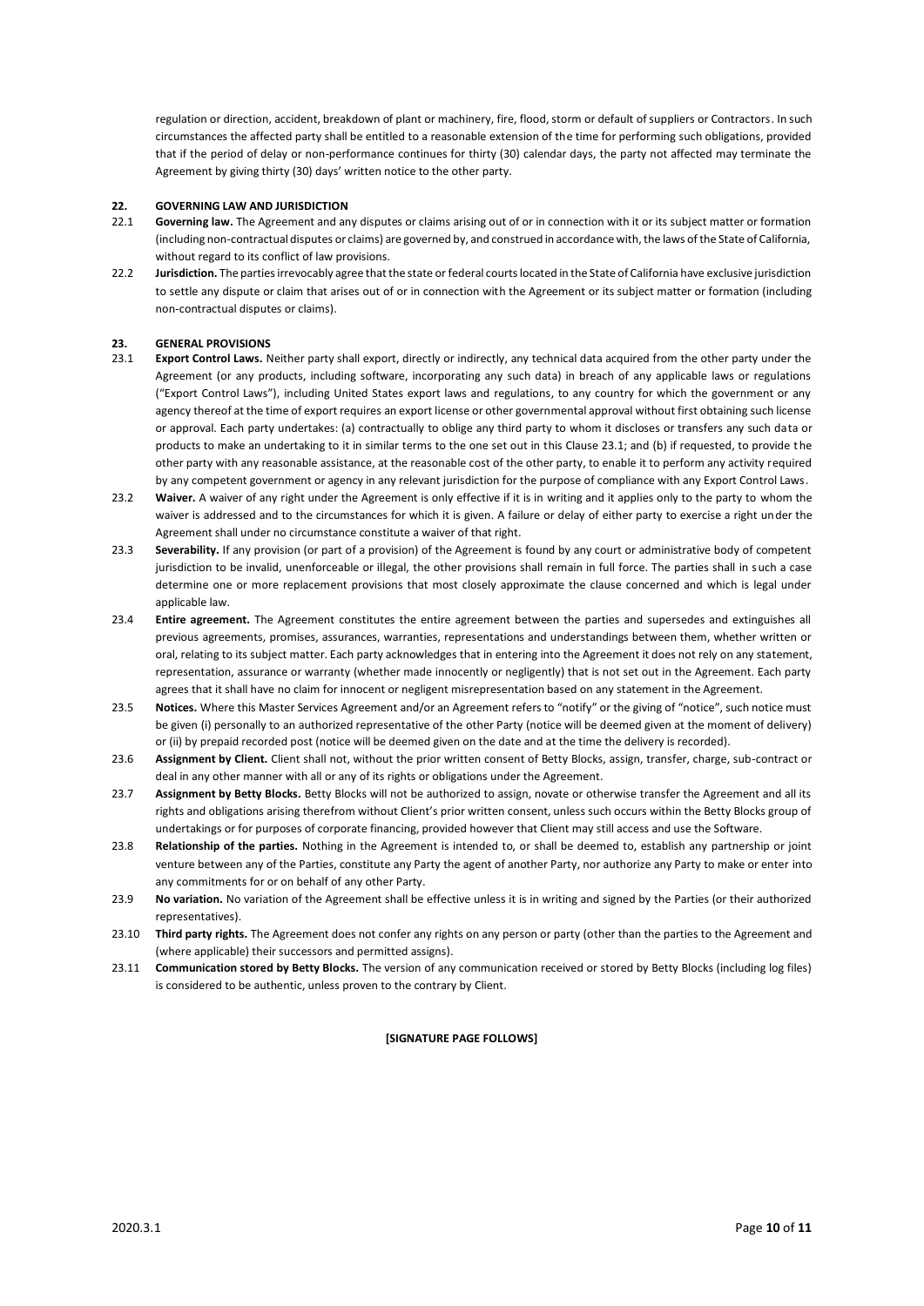regulation or direction, accident, breakdown of plant or machinery, fire, flood, storm or default of suppliers or Contractors. In such circumstances the affected party shall be entitled to a reasonable extension of the time for performing such obligations, provided that if the period of delay or non-performance continues for thirty (30) calendar days, the party not affected may terminate the Agreement by giving thirty (30) days' written notice to the other party.

## 22. GOVERNING LAW AND JURISDICTION

22.1 **Governing law.** The Agreement and any disputes or claims arising out of or in connection with it or its subject matter or formation (including non-contractual disputes or claims) are governed by, and construed in accordance with, the laws of the State of California, without regard to its conflict of law provisions.

22.2 **Jurisdiction.** The parties irrevocably agree that the state or federal courts located in the State of California have exclusive jurisdiction to settle any dispute or claim that arises out of or in connection with the Agreement or its subject matter or formation (including non-contractual disputes or claims).

## 23. GENERAL PROVISIONS

23.1 **Export Control Laws.** Neither party shall export, directly or indirectly, any technical data acquired from the other party under the Agreement (or any products, including software, incorporating any such data) in breach of any applicable laws or regulations ("Export Control Laws"), including United States export laws and regulations, to any country for which the government or any agency thereof at the time of export requires an export license or other governmental approval without first obtaining such license or approval. Each party undertakes: (a) contractually to oblige any third party to whom it discloses or transfers any such data or products to make an undertaking to it in similar terms to the one set out in this Clause 23.1; and (b) if requested, to provide the other party with any reasonable assistance, at the reasonable cost of the other party, to enable it to perform any activity required by any competent government or agency in any relevant jurisdiction for the purpose of compliance with any Export Control Laws.

23.2 **Waiver.** A waiver of any right under the Agreement is only effective if it is in writing and it applies only to the party to whom the waiver is addressed and to the circumstances for which it is given. A failure or delay of either party to exercise a right under the Agreement shall under no circumstance constitute a waiver of that right.

23.3 **Severability.** If any provision (or part of a provision) of the Agreement is found by any court or administrative body of competent jurisdiction to be invalid, unenforceable or illegal, the other provisions shall remain in full force. The parties shall in such a case determine one or more replacement provisions that most closely approximate the clause concerned and which is legal under applicable law.

23.4 **Entire agreement.** The Agreement constitutes the entire agreement between the parties and supersedes and extinguishes all previous agreements, promises, assurances, warranties, representations and understandings between them, whether written or oral, relating to its subject matter. Each party acknowledges that in entering into the Agreement it does not rely on any statement, representation, assurance or warranty (whether made innocently or negligently) that is not set out in the Agreement. Each party agrees that it shall have no claim for innocent or negligent misrepresentation based on any statement in the Agreement.

23.5 **Notices.** Where this Master Services Agreement and/or an Agreement refers to "notify" or the giving of "notice", such notice must be given (i) personally to an authorized representative of the other Party (notice will be deemed given at the moment of delivery) or (ii) by prepaid recorded post (notice will be deemed given on the date and at the time the delivery is recorded).

23.6 **Assignment by Client.** Client shall not, without the prior written consent of Betty Blocks, assign, transfer, charge, sub-contract or deal in any other manner with all or any of its rights or obligations under the Agreement.

23.7 **Assignment by Betty Blocks.** Betty Blocks will not be authorized to assign, novate or otherwise transfer the Agreement and all its rights and obligations arising therefrom without Client's prior written consent, unless such occurs within the Betty Blocks group of undertakings or for purposes of corporate financing, provided however that Client may still access and use the Software.

23.8 **Relationship of the parties.** Nothing in the Agreement is intended to, or shall be deemed to, establish any partnership or joint venture between any of the Parties, constitute any Party the agent of another Party, nor authorize any Party to make or enter into any commitments for or on behalf of any other Party.

23.9 **No variation.** No variation of the Agreement shall be effective unless it is in writing and signed by the Parties (or their authorized representatives).

23.10 **Third party rights.** The Agreement does not confer any rights on any person or party (other than the parties to the Agreement and (where applicable) their successors and permitted assigns).

23.11 **Communication stored by Betty Blocks.** The version of any communication received or stored by Betty Blocks (including log files) is considered to be authentic, unless proven to the contrary by Client.

**[SIGNATURE PAGE FOLLOWS]**

2020.3.1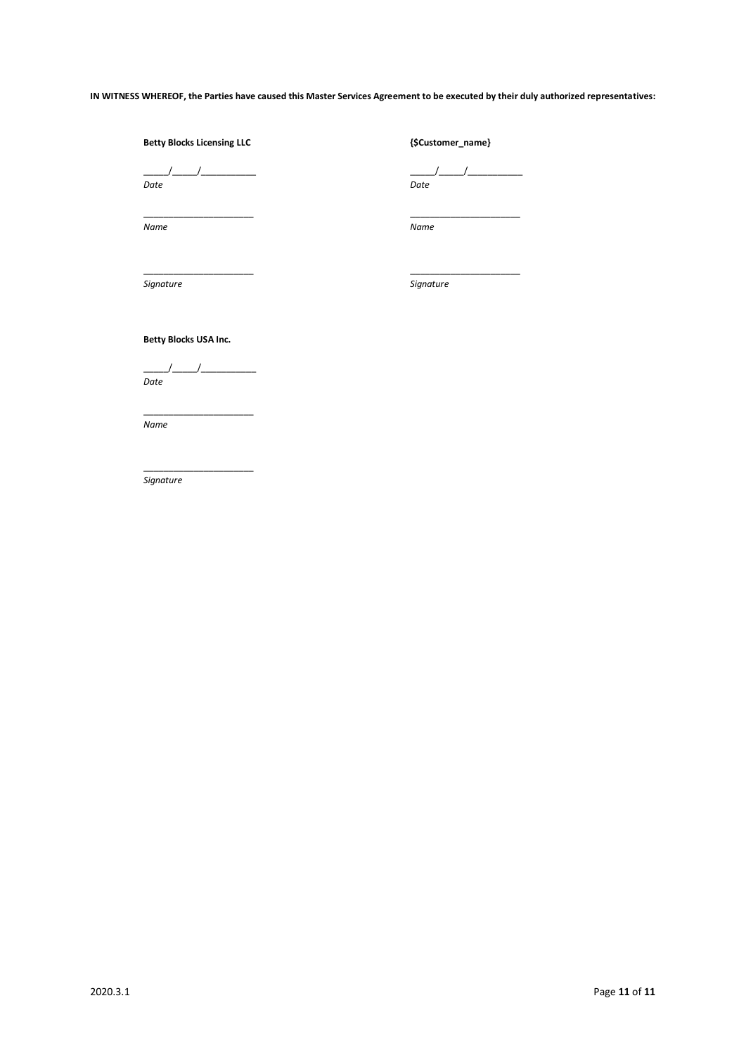**IN WITNESS WHEREOF, the Parties have caused this Master Services Agreement to be executed by their duly authorized representatives:**

| | |
|---|---|
| **Betty Blocks Licensing LLC** | **{$Customer_name}** |
| \_\_\_\_\_/\_\_\_\_\_/\_\_\_\_\_\_\_\_\_\_\_ | \_\_\_\_\_/\_\_\_\_\_/\_\_\_\_\_\_\_\_\_\_\_ |
| *Date* | *Date* |
| \_\_\_\_\_\_\_\_\_\_\_\_\_\_\_\_\_\_\_\_\_\_\_ | \_\_\_\_\_\_\_\_\_\_\_\_\_\_\_\_\_\_\_\_\_\_\_ |
| *Name* | *Name* |
| \_\_\_\_\_\_\_\_\_\_\_\_\_\_\_\_\_\_\_\_\_\_\_ | \_\_\_\_\_\_\_\_\_\_\_\_\_\_\_\_\_\_\_\_\_\_\_ |
| *Signature* | *Signature* |

**Betty Blocks USA Inc.**

\_\_\_\_\_/\_\_\_\_\_/\_\_\_\_\_\_\_\_\_\_\_
*Date*

\_\_\_\_\_\_\_\_\_\_\_\_\_\_\_\_\_\_\_\_\_\_\_
*Name*

\_\_\_\_\_\_\_\_\_\_\_\_\_\_\_\_\_\_\_\_\_\_\_
*Signature*

2020.3.1